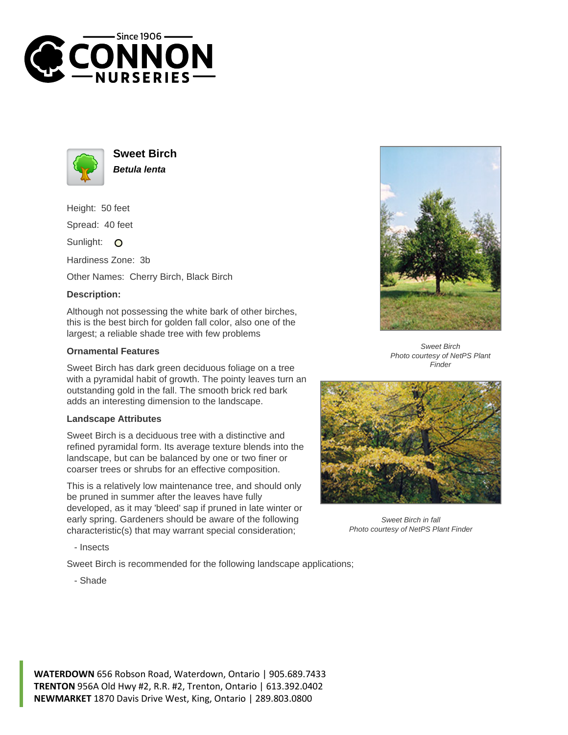# Sweet Birch

***Betula lenta***

Height: 50 feet

Spread: 40 feet

Sunlight: O

Hardiness Zone: 3b

Other Names: Cherry Birch, Black Birch

### Description:

Although not possessing the white bark of other birches, this is the best birch for golden fall color, also one of the largest; a reliable shade tree with few problems

### Ornamental Features

Sweet Birch has dark green deciduous foliage on a tree with a pyramidal habit of growth. The pointy leaves turn an outstanding gold in the fall. The smooth brick red bark adds an interesting dimension to the landscape.

### Landscape Attributes

Sweet Birch is a deciduous tree with a distinctive and refined pyramidal form. Its average texture blends into the landscape, but can be balanced by one or two finer or coarser trees or shrubs for an effective composition.

This is a relatively low maintenance tree, and should only be pruned in summer after the leaves have fully developed, as it may 'bleed' sap if pruned in late winter or early spring. Gardeners should be aware of the following characteristic(s) that may warrant special consideration;

- Insects

Sweet Birch is recommended for the following landscape applications;

- Shade

*Sweet Birch*
*Photo courtesy of NetPS Plant Finder*

*Sweet Birch in fall*
*Photo courtesy of NetPS Plant Finder*

**WATERDOWN** 656 Robson Road, Waterdown, Ontario | 905.689.7433
**TRENTON** 956A Old Hwy #2, R.R. #2, Trenton, Ontario | 613.392.0402
**NEWMARKET** 1870 Davis Drive West, King, Ontario | 289.803.0800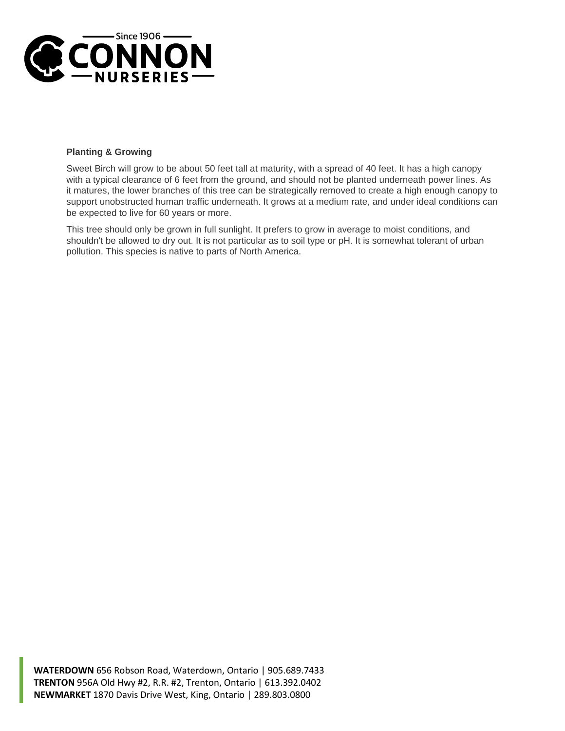### Planting & Growing

Sweet Birch will grow to be about 50 feet tall at maturity, with a spread of 40 feet. It has a high canopy with a typical clearance of 6 feet from the ground, and should not be planted underneath power lines. As it matures, the lower branches of this tree can be strategically removed to create a high enough canopy to support unobstructed human traffic underneath. It grows at a medium rate, and under ideal conditions can be expected to live for 60 years or more.

This tree should only be grown in full sunlight. It prefers to grow in average to moist conditions, and shouldn't be allowed to dry out. It is not particular as to soil type or pH. It is somewhat tolerant of urban pollution. This species is native to parts of North America.